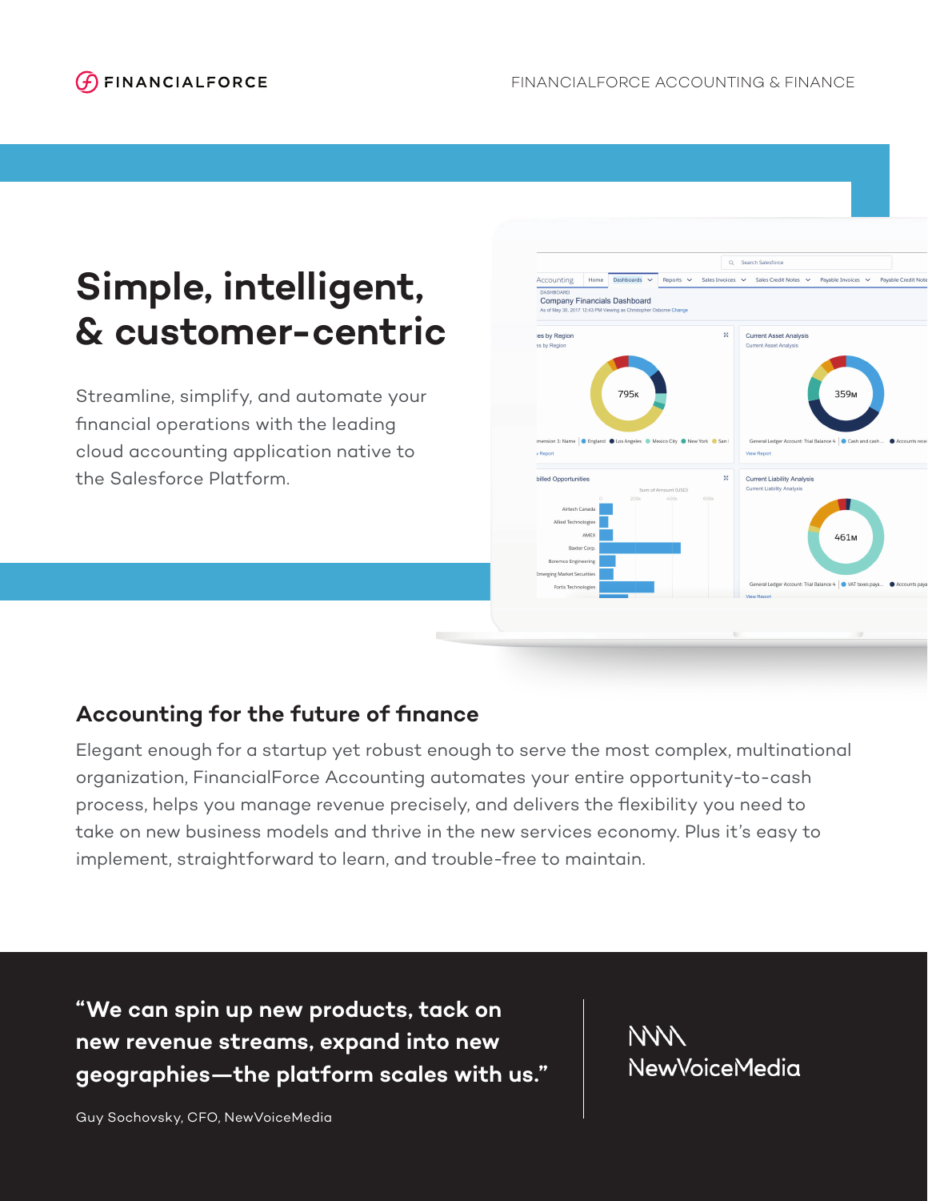# Simple, intelligent, & customer-centric

Streamline, simplify, and automate your financial operations with the leading cloud accounting application native to the Salesforce Platform.

## Accounting for the future of finance

Elegant enough for a startup yet robust enough to serve the most complex, multinational organization, FinancialForce Accounting automates your entire opportunity-to-cash process, helps you manage revenue precisely, and delivers the flexibility you need to take on new business models and thrive in the new services economy. Plus it's easy to implement, straightforward to learn, and trouble-free to maintain.

**"We can spin up new products, tack on new revenue streams, expand into new geographies—the platform scales with us."**

Guy Sochovsky, CFO, NewVoiceMedia

NewVoiceMedia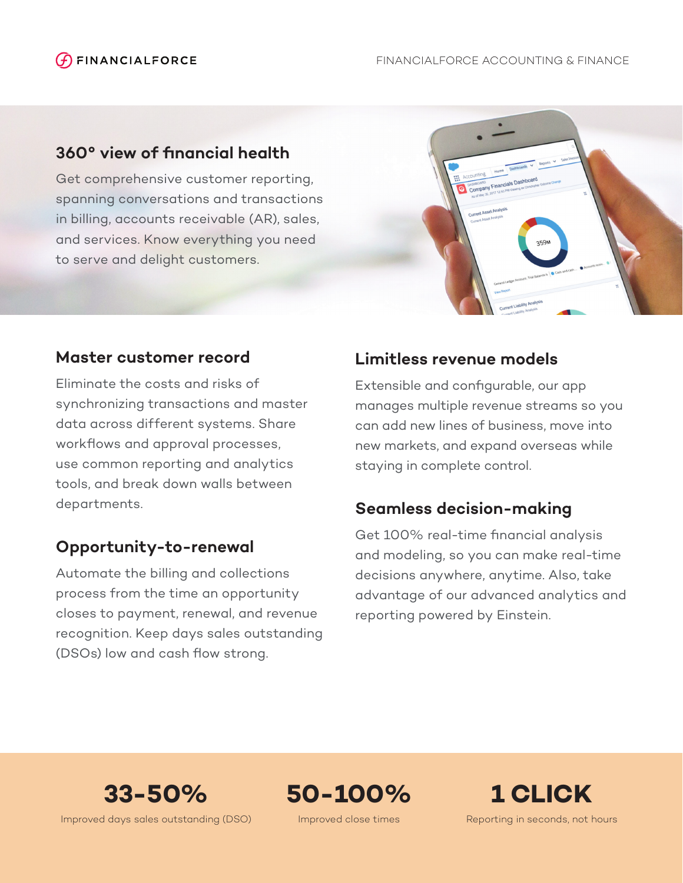## 360° view of financial health

Get comprehensive customer reporting, spanning conversations and transactions in billing, accounts receivable (AR), sales, and services. Know everything you need to serve and delight customers.

## Master customer record

Eliminate the costs and risks of synchronizing transactions and master data across different systems. Share workflows and approval processes, use common reporting and analytics tools, and break down walls between departments.

## Opportunity-to-renewal

Automate the billing and collections process from the time an opportunity closes to payment, renewal, and revenue recognition. Keep days sales outstanding (DSOs) low and cash flow strong.

## Limitless revenue models

Extensible and configurable, our app manages multiple revenue streams so you can add new lines of business, move into new markets, and expand overseas while staying in complete control.

## Seamless decision-making

Get 100% real-time financial analysis and modeling, so you can make real-time decisions anywhere, anytime. Also, take advantage of our advanced analytics and reporting powered by Einstein.

**33-50%**
Improved days sales outstanding (DSO)

**50-100%**
Improved close times

**1 CLICK**
Reporting in seconds, not hours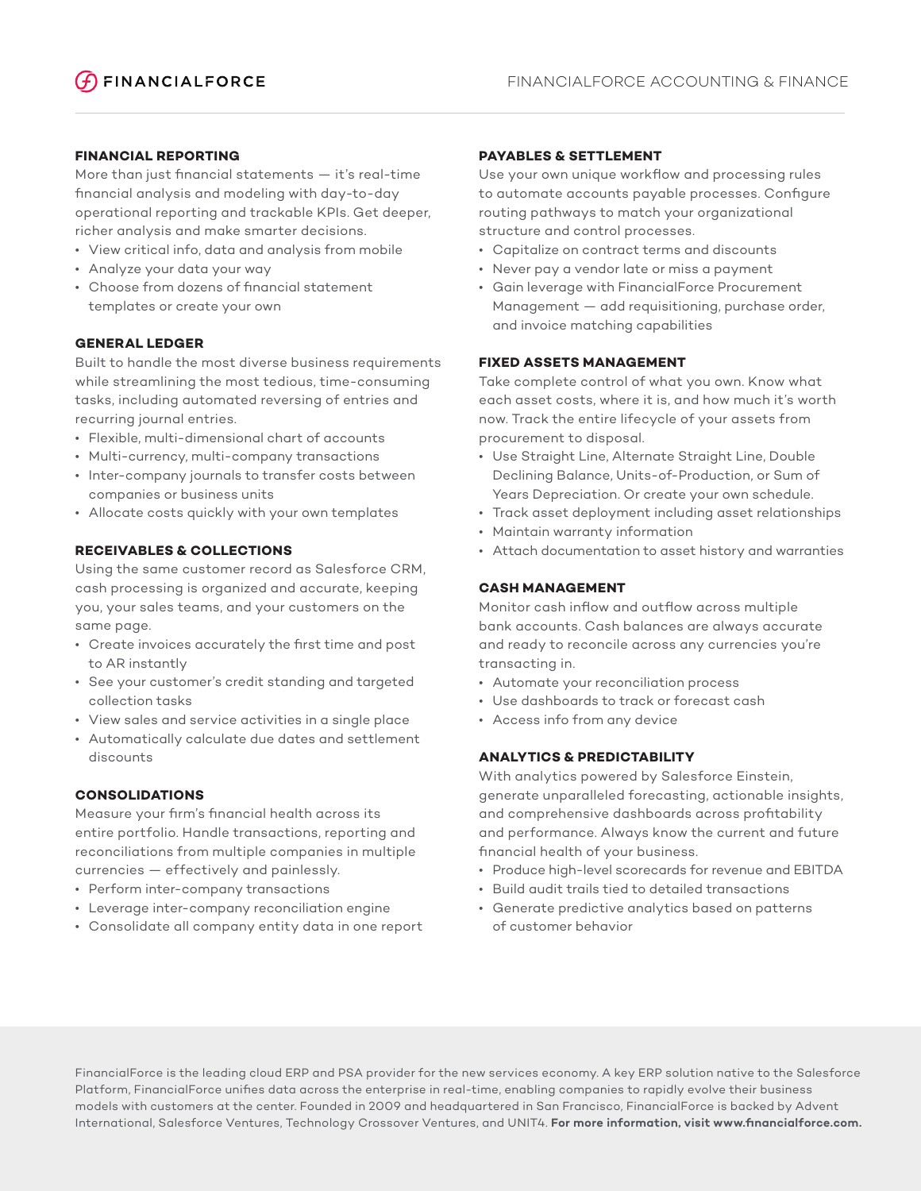## FINANCIAL REPORTING

More than just financial statements — it's real-time financial analysis and modeling with day-to-day operational reporting and trackable KPIs. Get deeper, richer analysis and make smarter decisions.

- View critical info, data and analysis from mobile
- Analyze your data your way
- Choose from dozens of financial statement templates or create your own

## GENERAL LEDGER

Built to handle the most diverse business requirements while streamlining the most tedious, time-consuming tasks, including automated reversing of entries and recurring journal entries.

- Flexible, multi-dimensional chart of accounts
- Multi-currency, multi-company transactions
- Inter-company journals to transfer costs between companies or business units
- Allocate costs quickly with your own templates

## RECEIVABLES & COLLECTIONS

Using the same customer record as Salesforce CRM, cash processing is organized and accurate, keeping you, your sales teams, and your customers on the same page.

- Create invoices accurately the first time and post to AR instantly
- See your customer's credit standing and targeted collection tasks
- View sales and service activities in a single place
- Automatically calculate due dates and settlement discounts

## CONSOLIDATIONS

Measure your firm's financial health across its entire portfolio. Handle transactions, reporting and reconciliations from multiple companies in multiple currencies — effectively and painlessly.

- Perform inter-company transactions
- Leverage inter-company reconciliation engine
- Consolidate all company entity data in one report

## PAYABLES & SETTLEMENT

Use your own unique workflow and processing rules to automate accounts payable processes. Configure routing pathways to match your organizational structure and control processes.

- Capitalize on contract terms and discounts
- Never pay a vendor late or miss a payment
- Gain leverage with FinancialForce Procurement Management — add requisitioning, purchase order, and invoice matching capabilities

## FIXED ASSETS MANAGEMENT

Take complete control of what you own. Know what each asset costs, where it is, and how much it's worth now. Track the entire lifecycle of your assets from procurement to disposal.

- Use Straight Line, Alternate Straight Line, Double Declining Balance, Units-of-Production, or Sum of Years Depreciation. Or create your own schedule.
- Track asset deployment including asset relationships
- Maintain warranty information
- Attach documentation to asset history and warranties

## CASH MANAGEMENT

Monitor cash inflow and outflow across multiple bank accounts. Cash balances are always accurate and ready to reconcile across any currencies you're transacting in.

- Automate your reconciliation process
- Use dashboards to track or forecast cash
- Access info from any device

## ANALYTICS & PREDICTABILITY

With analytics powered by Salesforce Einstein, generate unparalleled forecasting, actionable insights, and comprehensive dashboards across profitability and performance. Always know the current and future financial health of your business.

- Produce high-level scorecards for revenue and EBITDA
- Build audit trails tied to detailed transactions
- Generate predictive analytics based on patterns of customer behavior

FinancialForce is the leading cloud ERP and PSA provider for the new services economy. A key ERP solution native to the Salesforce Platform, FinancialForce unifies data across the enterprise in real-time, enabling companies to rapidly evolve their business models with customers at the center. Founded in 2009 and headquartered in San Francisco, FinancialForce is backed by Advent International, Salesforce Ventures, Technology Crossover Ventures, and UNIT4. **For more information, visit www.financialforce.com.**